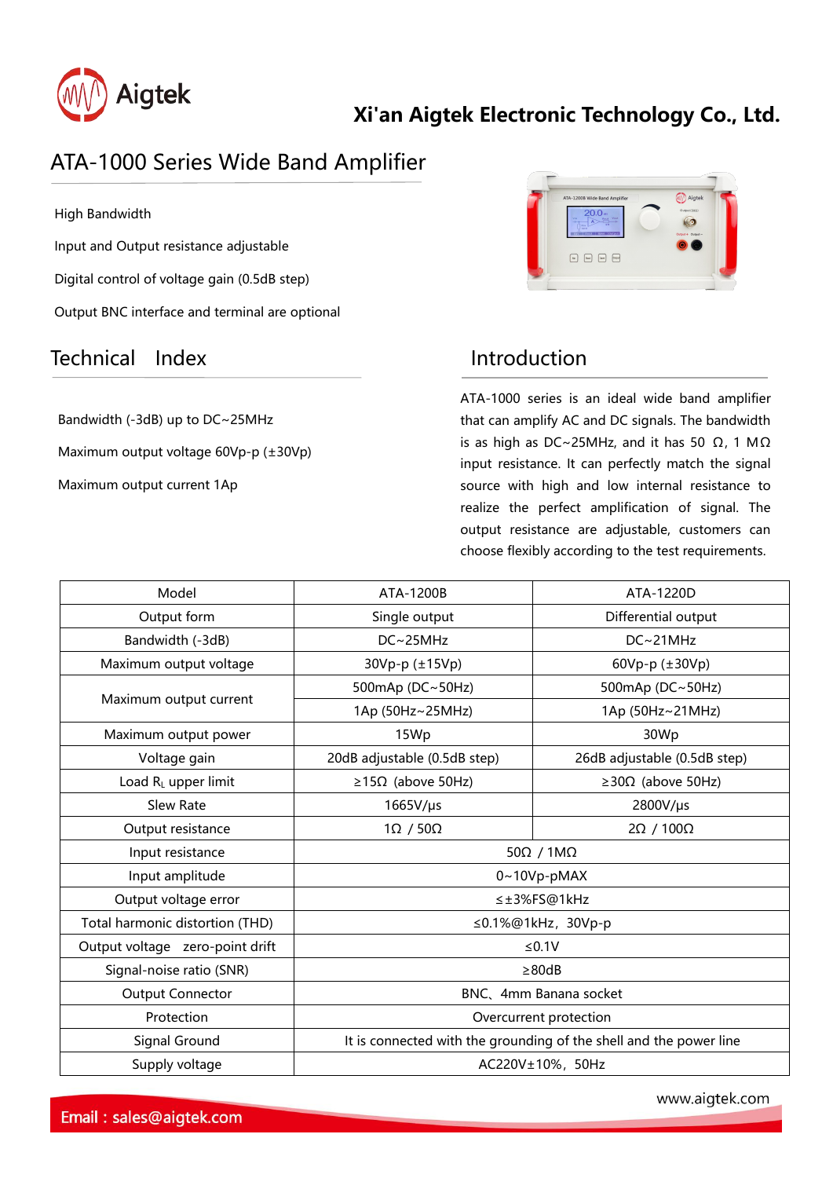Aigtek

**Xi'an Aigtek Electronic Technology Co., Ltd.**

# ATA-1000 Series Wide Band Amplifier

High Bandwidth

Input and Output resistance adjustable

Digital control of voltage gain (0.5dB step)

Output BNC interface and terminal are optional

## Technical Index

Bandwidth (-3dB) up to DC~25MHz

Maximum output voltage 60Vp-p (±30Vp)

Maximum output current 1Ap

## Introduction

ATA-1000 series is an ideal wide band amplifier that can amplify AC and DC signals. The bandwidth is as high as DC~25MHz, and it has 50 Ω, 1 MΩ input resistance. It can perfectly match the signal source with high and low internal resistance to realize the perfect amplification of signal. The output resistance are adjustable, customers can choose flexibly according to the test requirements.

| Model | ATA-1200B | ATA-1220D |
|---|---|---|
| Output form | Single output | Differential output |
| Bandwidth (-3dB) | DC~25MHz | DC~21MHz |
| Maximum output voltage | 30Vp-p (±15Vp) | 60Vp-p (±30Vp) |
| Maximum output current | 500mAp (DC~50Hz) | 500mAp (DC~50Hz) |
| | 1Ap (50Hz~25MHz) | 1Ap (50Hz~21MHz) |
| Maximum output power | 15Wp | 30Wp |
| Voltage gain | 20dB adjustable (0.5dB step) | 26dB adjustable (0.5dB step) |
| Load $R_L$ upper limit | ≥15Ω (above 50Hz) | ≥30Ω (above 50Hz) |
| Slew Rate | 1665V/μs | 2800V/μs |
| Output resistance | 1Ω / 50Ω | 2Ω / 100Ω |
| Input resistance | 50Ω / 1MΩ | |
| Input amplitude | 0~10Vp-pMAX | |
| Output voltage error | ≤±3%FS@1kHz | |
| Total harmonic distortion (THD) | ≤0.1%@1kHz，30Vp-p | |
| Output voltage zero-point drift | ≤0.1V | |
| Signal-noise ratio (SNR) | ≥80dB | |
| Output Connector | BNC、4mm Banana socket | |
| Protection | Overcurrent protection | |
| Signal Ground | It is connected with the grounding of the shell and the power line | |
| Supply voltage | AC220V±10%，50Hz | |

www.aigtek.com

Email：sales@aigtek.com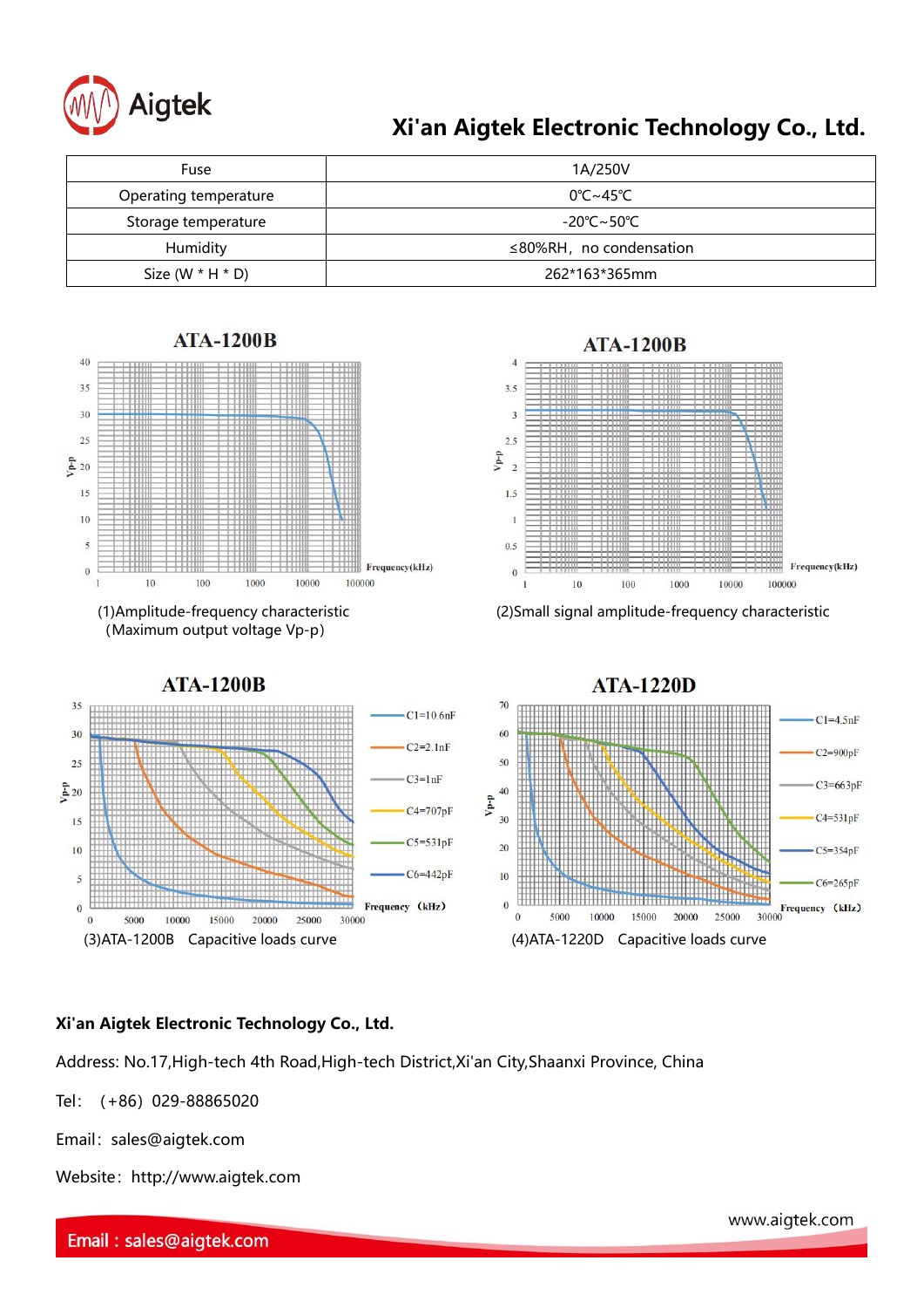| | |
|---|---|
| Fuse | 1A/250V |
| Operating temperature | 0℃~45℃ |
| Storage temperature | -20℃~50℃ |
| Humidity | ≤80%RH，no condensation |
| Size (W * H * D) | 262*163*365mm |

ATA-1200B

Vp-p

40
35
30
25
20
15
10
5
0

1 10 100 1000 10000 100000

Frequency(kHz)

(1)Amplitude-frequency characteristic
(Maximum output voltage Vp-p)

ATA-1200B

Vp-p

4
3.5
3
2.5
2
1.5
1
0.5
0

1 10 100 1000 10000 100000

Frequency(kHz)

(2)Small signal amplitude-frequency characteristic

ATA-1200B

Vp-p

35
30
25
20
15
10
5
0

0 5000 10000 15000 20000 25000 30000

Frequency （kHz）

C1=10.6nF
C2=2.1nF
C3=1nF
C4=707pF
C5=531pF
C6=442pF

(3)ATA-1200B Capacitive loads curve

ATA-1220D

Vp-p

70
60
50
40
30
20
10
0

0 5000 10000 15000 20000 25000 30000

Frequency （kHz）

C1=4.5nF
C2=900pF
C3=663pF
C4=531pF
C5=354pF
C6=265pF

(4)ATA-1220D Capacitive loads curve

**Xi'an Aigtek Electronic Technology Co., Ltd.**

Address: No.17,High-tech 4th Road,High-tech District,Xi'an City,Shaanxi Province, China

Tel: (+86) 029-88865020

Email：sales@aigtek.com

Website：http://www.aigtek.com